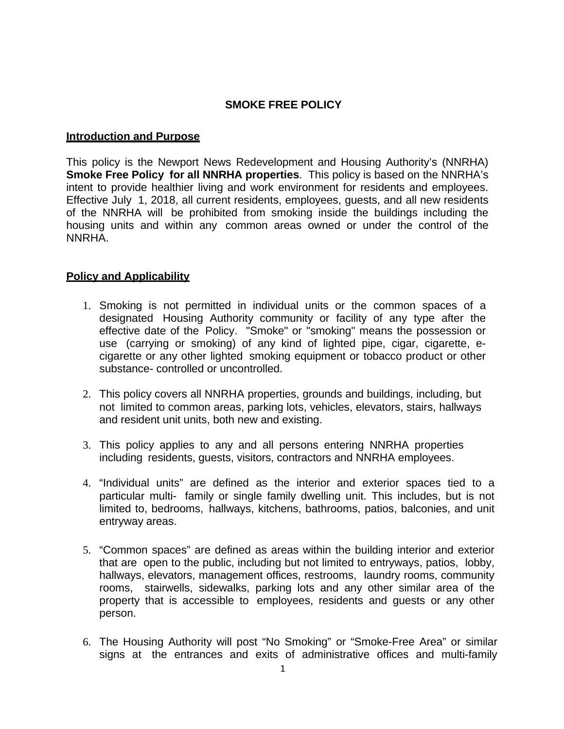# SMOKE FREE POLICY

## Introduction and Purpose

This policy is the Newport News Redevelopment and Housing Authority's (NNRHA) **Smoke Free Policy for all NNRHA properties**. This policy is based on the NNRHA's intent to provide healthier living and work environment for residents and employees. Effective July 1, 2018, all current residents, employees, guests, and all new residents of the NNRHA will be prohibited from smoking inside the buildings including the housing units and within any common areas owned or under the control of the NNRHA.

## Policy and Applicability

1. Smoking is not permitted in individual units or the common spaces of a designated Housing Authority community or facility of any type after the effective date of the Policy. "Smoke" or "smoking" means the possession or use (carrying or smoking) of any kind of lighted pipe, cigar, cigarette, e-cigarette or any other lighted smoking equipment or tobacco product or other substance- controlled or uncontrolled.

2. This policy covers all NNRHA properties, grounds and buildings, including, but not limited to common areas, parking lots, vehicles, elevators, stairs, hallways and resident unit units, both new and existing.

3. This policy applies to any and all persons entering NNRHA properties including residents, guests, visitors, contractors and NNRHA employees.

4. "Individual units" are defined as the interior and exterior spaces tied to a particular multi- family or single family dwelling unit. This includes, but is not limited to, bedrooms, hallways, kitchens, bathrooms, patios, balconies, and unit entryway areas.

5. "Common spaces" are defined as areas within the building interior and exterior that are open to the public, including but not limited to entryways, patios, lobby, hallways, elevators, management offices, restrooms, laundry rooms, community rooms, stairwells, sidewalks, parking lots and any other similar area of the property that is accessible to employees, residents and guests or any other person.

6. The Housing Authority will post "No Smoking" or "Smoke-Free Area" or similar signs at the entrances and exits of administrative offices and multi-family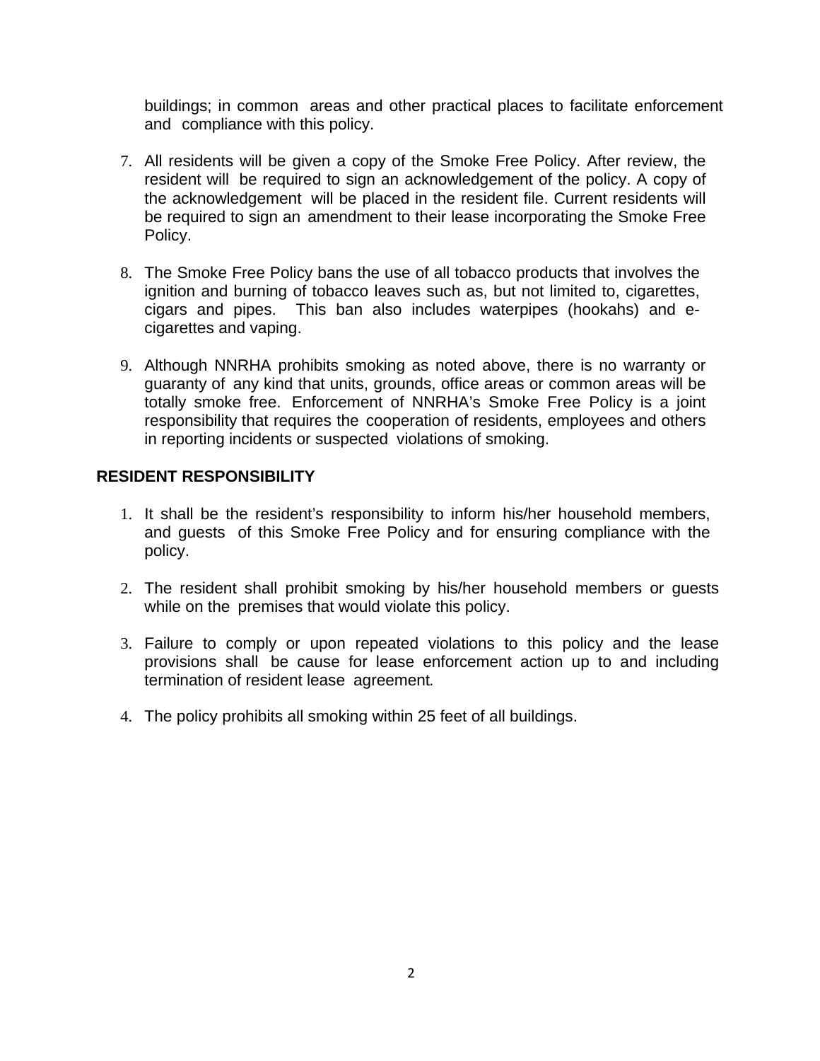buildings; in common areas and other practical places to facilitate enforcement and compliance with this policy.

7. All residents will be given a copy of the Smoke Free Policy. After review, the resident will be required to sign an acknowledgement of the policy. A copy of the acknowledgement will be placed in the resident file. Current residents will be required to sign an amendment to their lease incorporating the Smoke Free Policy.

8. The Smoke Free Policy bans the use of all tobacco products that involves the ignition and burning of tobacco leaves such as, but not limited to, cigarettes, cigars and pipes. This ban also includes waterpipes (hookahs) and e-cigarettes and vaping.

9. Although NNRHA prohibits smoking as noted above, there is no warranty or guaranty of any kind that units, grounds, office areas or common areas will be totally smoke free. Enforcement of NNRHA's Smoke Free Policy is a joint responsibility that requires the cooperation of residents, employees and others in reporting incidents or suspected violations of smoking.

**RESIDENT RESPONSIBILITY**

1. It shall be the resident's responsibility to inform his/her household members, and guests of this Smoke Free Policy and for ensuring compliance with the policy.

2. The resident shall prohibit smoking by his/her household members or guests while on the premises that would violate this policy.

3. Failure to comply or upon repeated violations to this policy and the lease provisions shall be cause for lease enforcement action up to and including termination of resident lease agreement.

4. The policy prohibits all smoking within 25 feet of all buildings.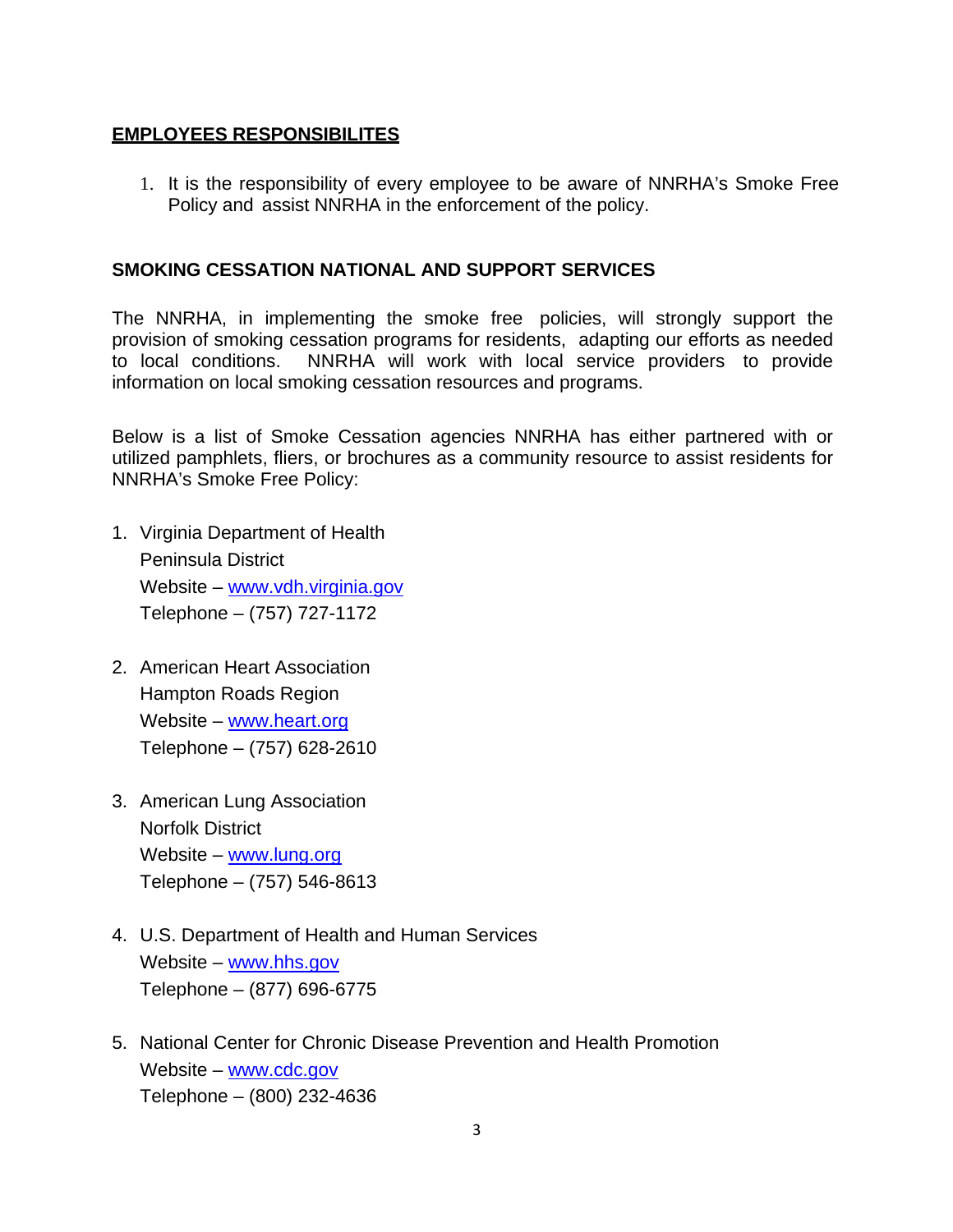## EMPLOYEES RESPONSIBILITES

1. It is the responsibility of every employee to be aware of NNRHA's Smoke Free Policy and assist NNRHA in the enforcement of the policy.

## SMOKING CESSATION NATIONAL AND SUPPORT SERVICES

The NNRHA, in implementing the smoke free policies, will strongly support the provision of smoking cessation programs for residents, adapting our efforts as needed to local conditions. NNRHA will work with local service providers to provide information on local smoking cessation resources and programs.

Below is a list of Smoke Cessation agencies NNRHA has either partnered with or utilized pamphlets, fliers, or brochures as a community resource to assist residents for NNRHA's Smoke Free Policy:

1. Virginia Department of Health
   Peninsula District
   Website – www.vdh.virginia.gov
   Telephone – (757) 727-1172

2. American Heart Association
   Hampton Roads Region
   Website – www.heart.org
   Telephone – (757) 628-2610

3. American Lung Association
   Norfolk District
   Website – www.lung.org
   Telephone – (757) 546-8613

4. U.S. Department of Health and Human Services
   Website – www.hhs.gov
   Telephone – (877) 696-6775

5. National Center for Chronic Disease Prevention and Health Promotion
   Website – www.cdc.gov
   Telephone – (800) 232-4636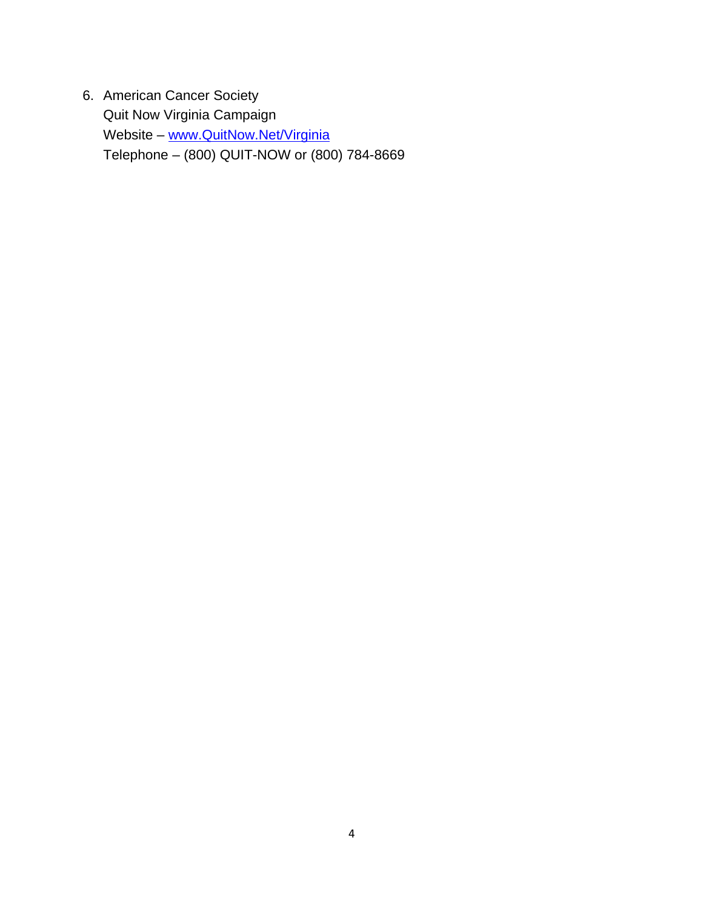6. American Cancer Society
   Quit Now Virginia Campaign
   Website – [www.QuitNow.Net/Virginia](http://www.QuitNow.Net/Virginia)
   Telephone – (800) QUIT-NOW or (800) 784-8669